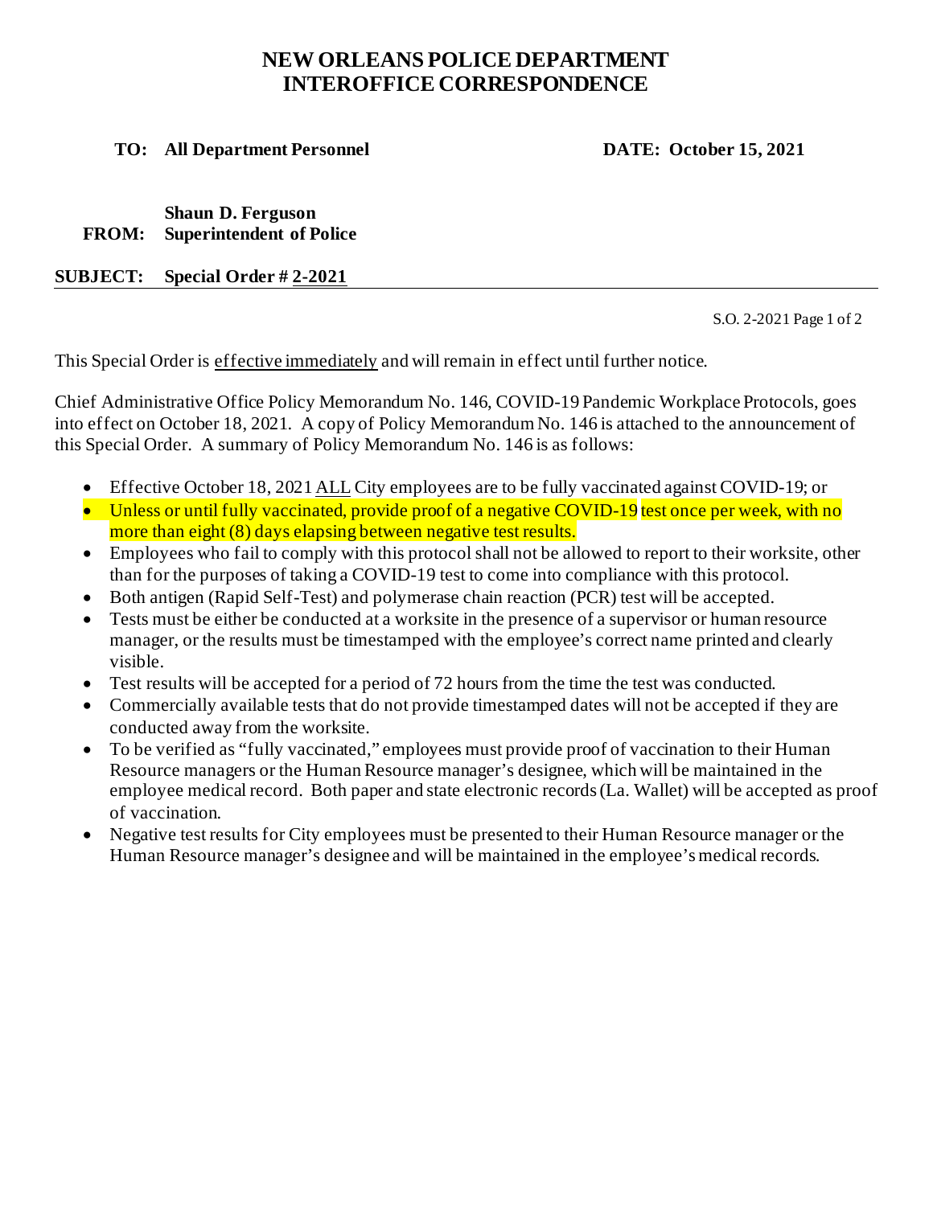# NEW ORLEANS POLICE DEPARTMENT
# INTEROFFICE CORRESPONDENCE

**TO: All Department Personnel** **DATE: October 15, 2021**

**FROM: Shaun D. Ferguson**
**Superintendent of Police**

**SUBJECT: Special Order # 2-2021**

This Special Order is effective immediately and will remain in effect until further notice.

Chief Administrative Office Policy Memorandum No. 146, COVID-19 Pandemic Workplace Protocols, goes into effect on October 18, 2021. A copy of Policy Memorandum No. 146 is attached to the announcement of this Special Order. A summary of Policy Memorandum No. 146 is as follows:

- Effective October 18, 2021 ALL City employees are to be fully vaccinated against COVID-19; or
- Unless or until fully vaccinated, provide proof of a negative COVID-19 test once per week, with no more than eight (8) days elapsing between negative test results.
- Employees who fail to comply with this protocol shall not be allowed to report to their worksite, other than for the purposes of taking a COVID-19 test to come into compliance with this protocol.
- Both antigen (Rapid Self-Test) and polymerase chain reaction (PCR) test will be accepted.
- Tests must be either be conducted at a worksite in the presence of a supervisor or human resource manager, or the results must be timestamped with the employee's correct name printed and clearly visible.
- Test results will be accepted for a period of 72 hours from the time the test was conducted.
- Commercially available tests that do not provide timestamped dates will not be accepted if they are conducted away from the worksite.
- To be verified as "fully vaccinated," employees must provide proof of vaccination to their Human Resource managers or the Human Resource manager's designee, which will be maintained in the employee medical record. Both paper and state electronic records (La. Wallet) will be accepted as proof of vaccination.
- Negative test results for City employees must be presented to their Human Resource manager or the Human Resource manager's designee and will be maintained in the employee's medical records.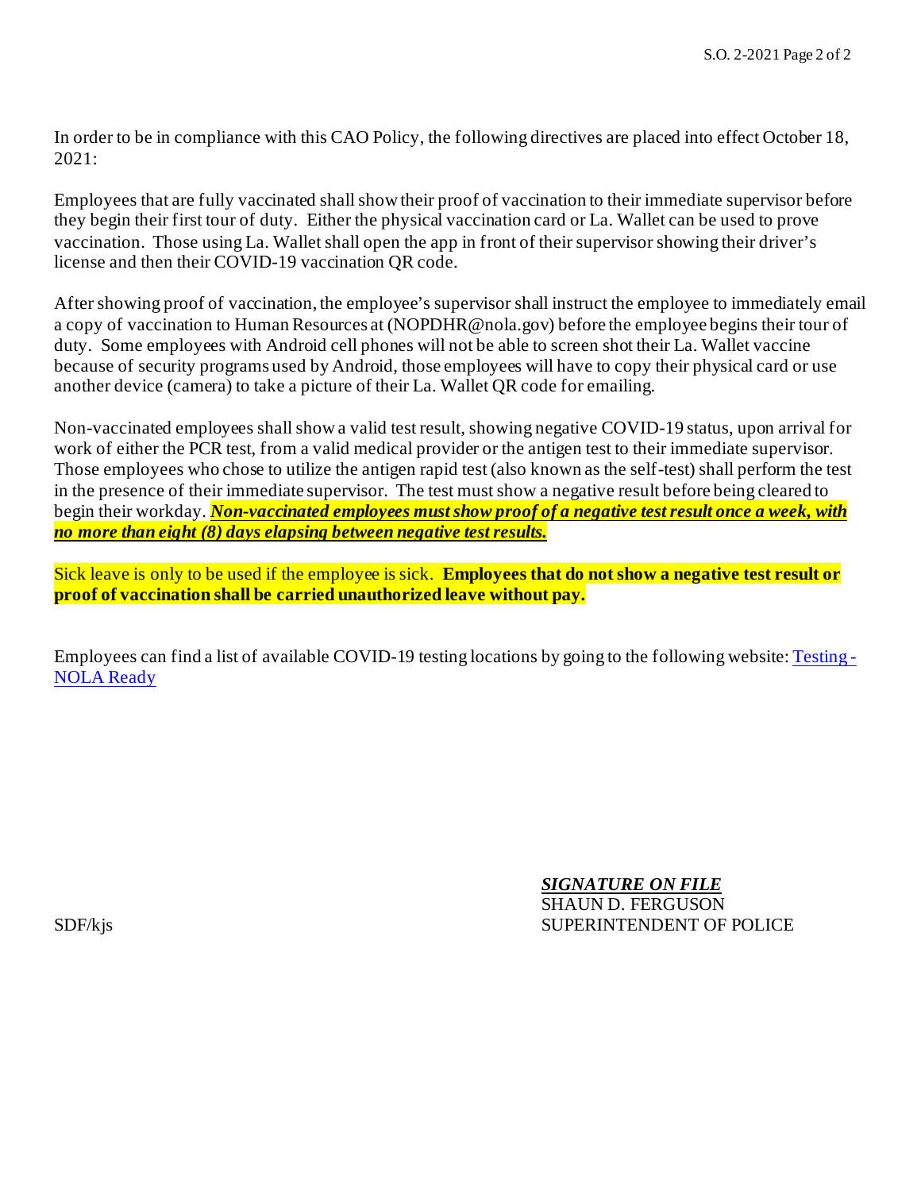In order to be in compliance with this CAO Policy, the following directives are placed into effect October 18, 2021:

Employees that are fully vaccinated shall show their proof of vaccination to their immediate supervisor before they begin their first tour of duty. Either the physical vaccination card or La. Wallet can be used to prove vaccination. Those using La. Wallet shall open the app in front of their supervisor showing their driver's license and then their COVID-19 vaccination QR code.

After showing proof of vaccination, the employee's supervisor shall instruct the employee to immediately email a copy of vaccination to Human Resources at (NOPDHR@nola.gov) before the employee begins their tour of duty. Some employees with Android cell phones will not be able to screen shot their La. Wallet vaccine because of security programs used by Android, those employees will have to copy their physical card or use another device (camera) to take a picture of their La. Wallet QR code for emailing.

Non-vaccinated employees shall show a valid test result, showing negative COVID-19 status, upon arrival for work of either the PCR test, from a valid medical provider or the antigen test to their immediate supervisor. Those employees who chose to utilize the antigen rapid test (also known as the self-test) shall perform the test in the presence of their immediate supervisor. The test must show a negative result before being cleared to begin their workday. ***Non-vaccinated employees must show proof of a negative test result once a week, with no more than eight (8) days elapsing between negative test results.***

Sick leave is only to be used if the employee is sick. **Employees that do not show a negative test result or proof of vaccination shall be carried unauthorized leave without pay.**

Employees can find a list of available COVID-19 testing locations by going to the following website: [Testing - NOLA Ready]

*SIGNATURE ON FILE*
SHAUN D. FERGUSON
SUPERINTENDENT OF POLICE

SDF/kjs